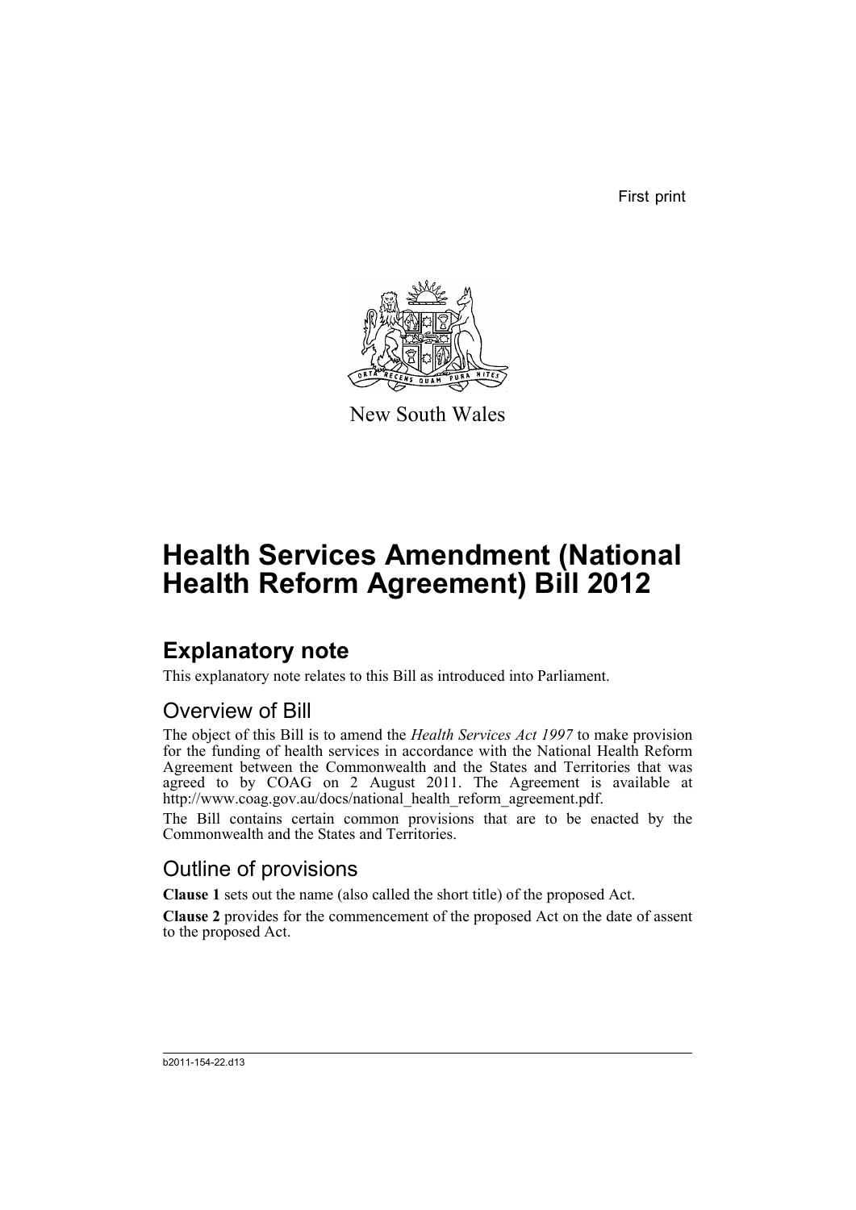First print

New South Wales

# Health Services Amendment (National Health Reform Agreement) Bill 2012

## Explanatory note

This explanatory note relates to this Bill as introduced into Parliament.

### Overview of Bill

The object of this Bill is to amend the *Health Services Act 1997* to make provision for the funding of health services in accordance with the National Health Reform Agreement between the Commonwealth and the States and Territories that was agreed to by COAG on 2 August 2011. The Agreement is available at http://www.coag.gov.au/docs/national_health_reform_agreement.pdf.

The Bill contains certain common provisions that are to be enacted by the Commonwealth and the States and Territories.

### Outline of provisions

**Clause 1** sets out the name (also called the short title) of the proposed Act.

**Clause 2** provides for the commencement of the proposed Act on the date of assent to the proposed Act.

b2011-154-22.d13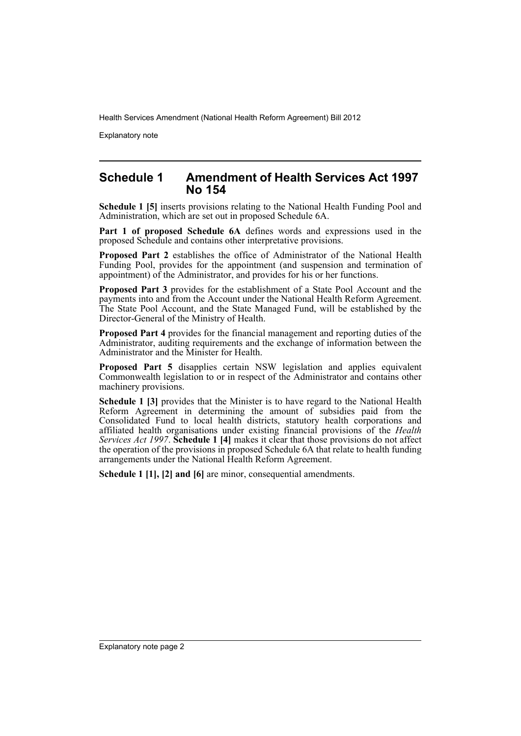## Schedule 1 Amendment of Health Services Act 1997 No 154

**Schedule 1 [5]** inserts provisions relating to the National Health Funding Pool and Administration, which are set out in proposed Schedule 6A.

**Part 1 of proposed Schedule 6A** defines words and expressions used in the proposed Schedule and contains other interpretative provisions.

**Proposed Part 2** establishes the office of Administrator of the National Health Funding Pool, provides for the appointment (and suspension and termination of appointment) of the Administrator, and provides for his or her functions.

**Proposed Part 3** provides for the establishment of a State Pool Account and the payments into and from the Account under the National Health Reform Agreement. The State Pool Account, and the State Managed Fund, will be established by the Director-General of the Ministry of Health.

**Proposed Part 4** provides for the financial management and reporting duties of the Administrator, auditing requirements and the exchange of information between the Administrator and the Minister for Health.

**Proposed Part 5** disapplies certain NSW legislation and applies equivalent Commonwealth legislation to or in respect of the Administrator and contains other machinery provisions.

**Schedule 1 [3]** provides that the Minister is to have regard to the National Health Reform Agreement in determining the amount of subsidies paid from the Consolidated Fund to local health districts, statutory health corporations and affiliated health organisations under existing financial provisions of the *Health Services Act 1997*. **Schedule 1 [4]** makes it clear that those provisions do not affect the operation of the provisions in proposed Schedule 6A that relate to health funding arrangements under the National Health Reform Agreement.

**Schedule 1 [1], [2] and [6]** are minor, consequential amendments.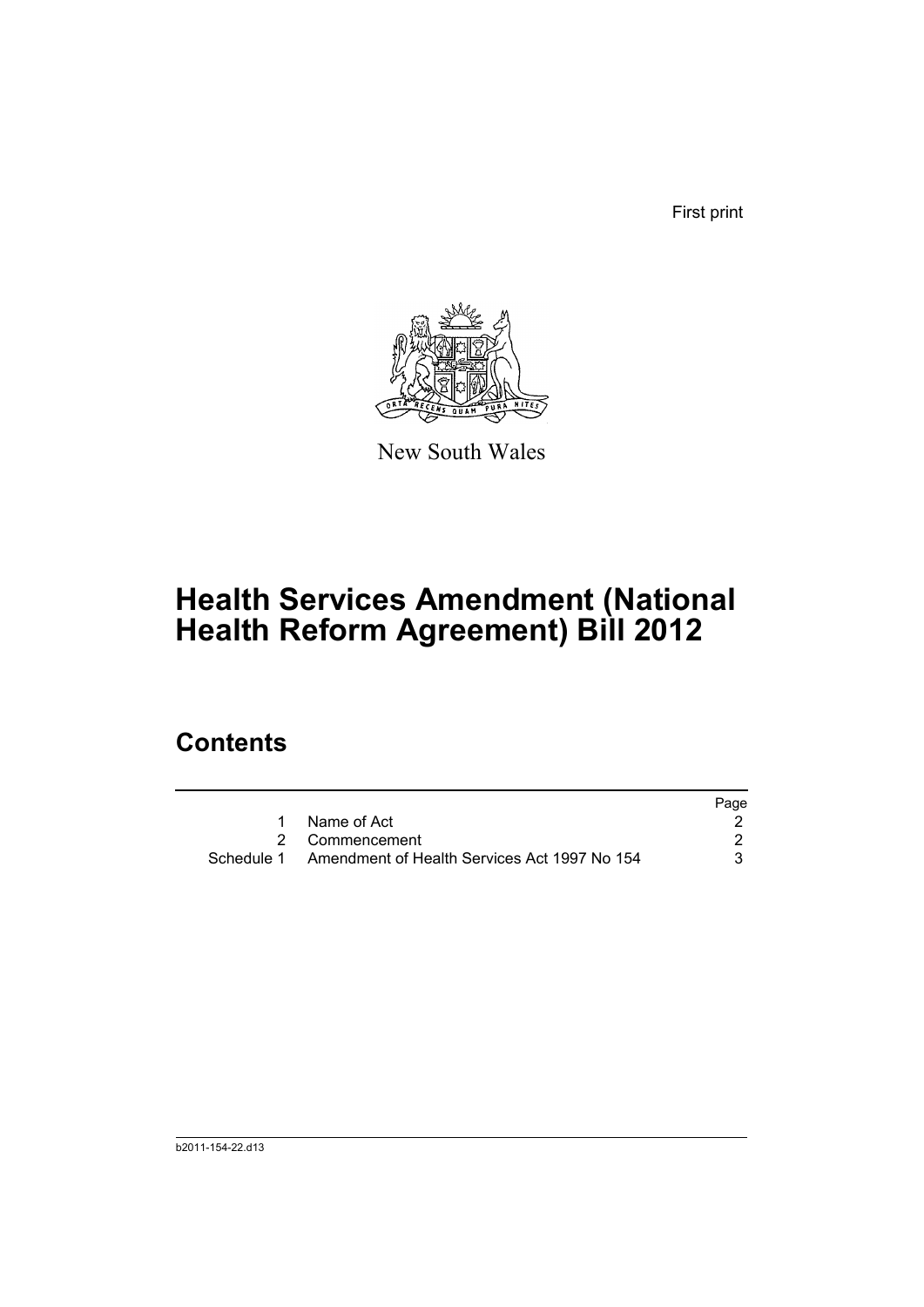First print

New South Wales

# Health Services Amendment (National Health Reform Agreement) Bill 2012

## Contents

| | | Page |
|---|---|---|
| 1 | Name of Act | 2 |
| 2 | Commencement | 2 |
| Schedule 1 | Amendment of Health Services Act 1997 No 154 | 3 |

b2011-154-22.d13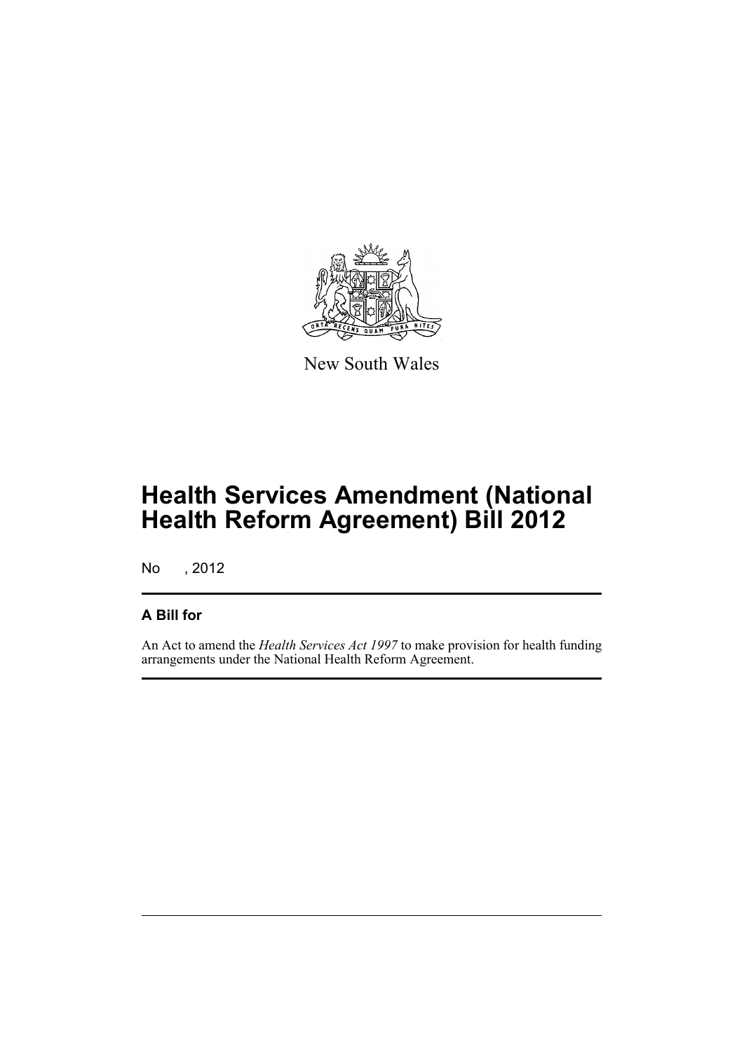New South Wales

# Health Services Amendment (National Health Reform Agreement) Bill 2012

No , 2012

## A Bill for

An Act to amend the *Health Services Act 1997* to make provision for health funding arrangements under the National Health Reform Agreement.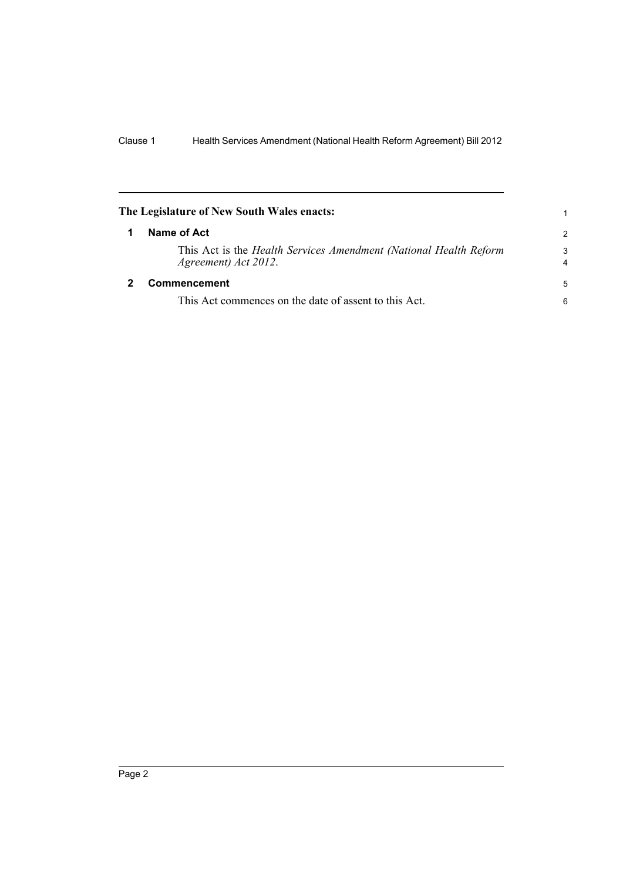**The Legislature of New South Wales enacts:**

## 1 Name of Act

This Act is the *Health Services Amendment (National Health Reform Agreement) Act 2012*.

## 2 Commencement

This Act commences on the date of assent to this Act.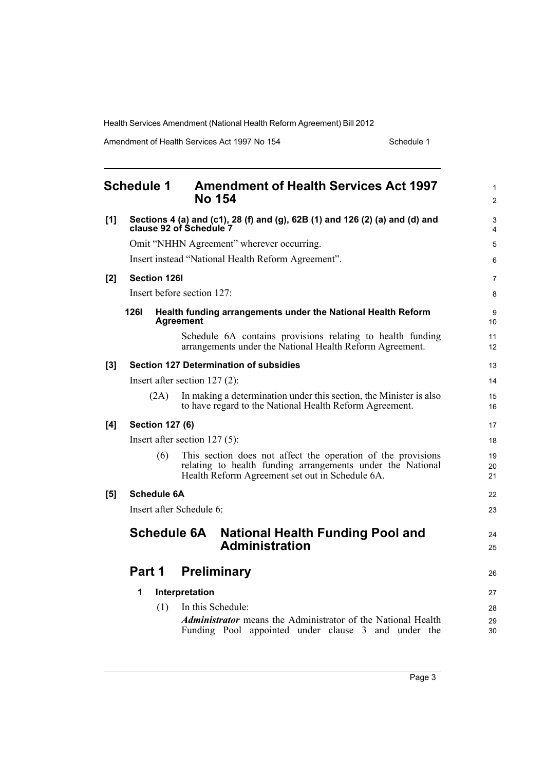# Schedule 1 Amendment of Health Services Act 1997 No 154

**[1] Sections 4 (a) and (c1), 28 (f) and (g), 62B (1) and 126 (2) (a) and (d) and clause 92 of Schedule 7**

Omit "NHHN Agreement" wherever occurring.

Insert instead "National Health Reform Agreement".

**[2] Section 126I**

Insert before section 127:

**126I Health funding arrangements under the National Health Reform Agreement**

Schedule 6A contains provisions relating to health funding arrangements under the National Health Reform Agreement.

**[3] Section 127 Determination of subsidies**

Insert after section 127 (2):

(2A) In making a determination under this section, the Minister is also to have regard to the National Health Reform Agreement.

**[4] Section 127 (6)**

Insert after section 127 (5):

(6) This section does not affect the operation of the provisions relating to health funding arrangements under the National Health Reform Agreement set out in Schedule 6A.

**[5] Schedule 6A**

Insert after Schedule 6:

## Schedule 6A National Health Funding Pool and Administration

## Part 1 Preliminary

**1 Interpretation**

(1) In this Schedule:

***Administrator*** means the Administrator of the National Health Funding Pool appointed under clause 3 and under the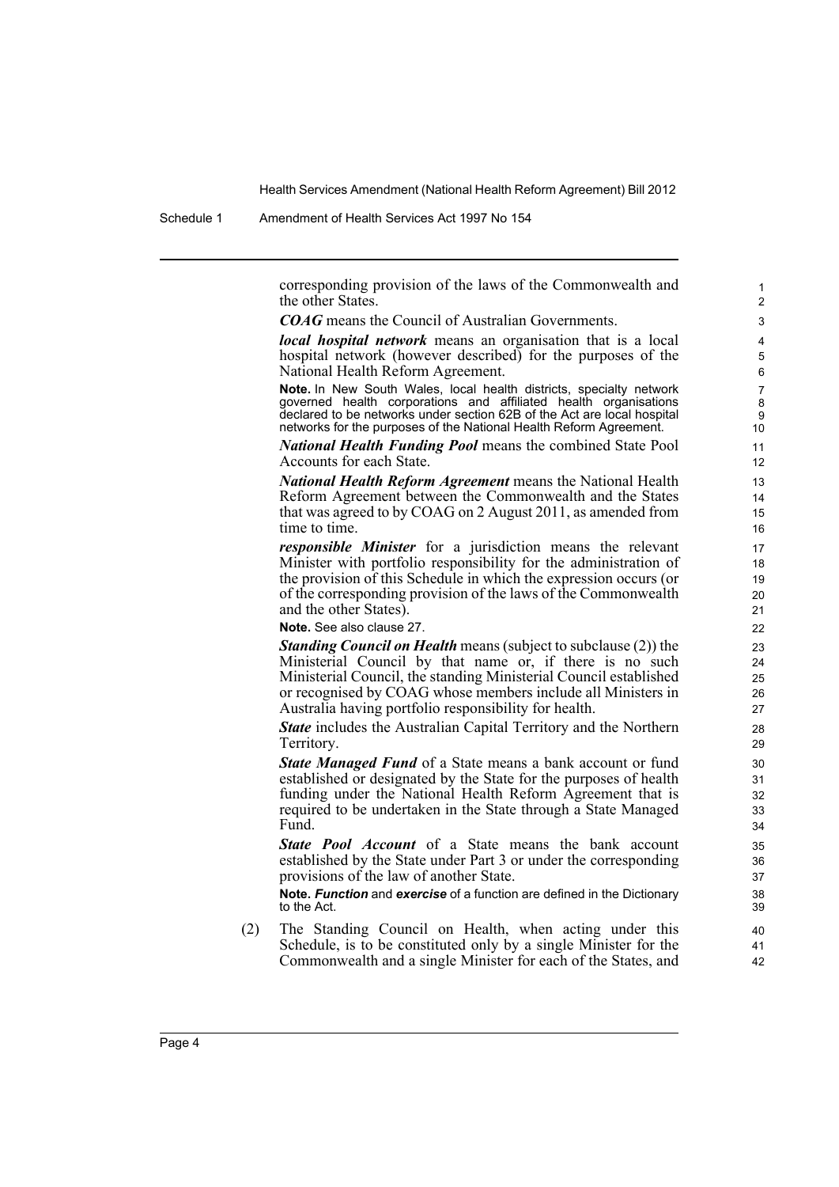corresponding provision of the laws of the Commonwealth and the other States.

***COAG*** means the Council of Australian Governments.

***local hospital network*** means an organisation that is a local hospital network (however described) for the purposes of the National Health Reform Agreement.

**Note.** In New South Wales, local health districts, specialty network governed health corporations and affiliated health organisations declared to be networks under section 62B of the Act are local hospital networks for the purposes of the National Health Reform Agreement.

***National Health Funding Pool*** means the combined State Pool Accounts for each State.

***National Health Reform Agreement*** means the National Health Reform Agreement between the Commonwealth and the States that was agreed to by COAG on 2 August 2011, as amended from time to time.

***responsible Minister*** for a jurisdiction means the relevant Minister with portfolio responsibility for the administration of the provision of this Schedule in which the expression occurs (or of the corresponding provision of the laws of the Commonwealth and the other States).

**Note.** See also clause 27.

***Standing Council on Health*** means (subject to subclause (2)) the Ministerial Council by that name or, if there is no such Ministerial Council, the standing Ministerial Council established or recognised by COAG whose members include all Ministers in Australia having portfolio responsibility for health.

***State*** includes the Australian Capital Territory and the Northern Territory.

***State Managed Fund*** of a State means a bank account or fund established or designated by the State for the purposes of health funding under the National Health Reform Agreement that is required to be undertaken in the State through a State Managed Fund.

***State Pool Account*** of a State means the bank account established by the State under Part 3 or under the corresponding provisions of the law of another State.

**Note.** ***Function*** and ***exercise*** of a function are defined in the Dictionary to the Act.

(2) The Standing Council on Health, when acting under this Schedule, is to be constituted only by a single Minister for the Commonwealth and a single Minister for each of the States, and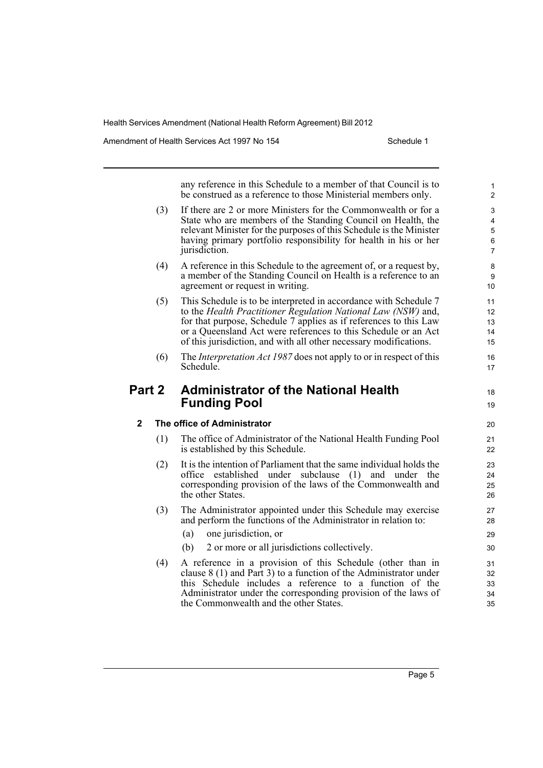any reference in this Schedule to a member of that Council is to be construed as a reference to those Ministerial members only.

(3) If there are 2 or more Ministers for the Commonwealth or for a State who are members of the Standing Council on Health, the relevant Minister for the purposes of this Schedule is the Minister having primary portfolio responsibility for health in his or her jurisdiction.

(4) A reference in this Schedule to the agreement of, or a request by, a member of the Standing Council on Health is a reference to an agreement or request in writing.

(5) This Schedule is to be interpreted in accordance with Schedule 7 to the *Health Practitioner Regulation National Law (NSW)* and, for that purpose, Schedule 7 applies as if references to this Law or a Queensland Act were references to this Schedule or an Act of this jurisdiction, and with all other necessary modifications.

(6) The *Interpretation Act 1987* does not apply to or in respect of this Schedule.

## Part 2 Administrator of the National Health Funding Pool

### 2 The office of Administrator

(1) The office of Administrator of the National Health Funding Pool is established by this Schedule.

(2) It is the intention of Parliament that the same individual holds the office established under subclause (1) and under the corresponding provision of the laws of the Commonwealth and the other States.

(3) The Administrator appointed under this Schedule may exercise and perform the functions of the Administrator in relation to:

(a) one jurisdiction, or

(b) 2 or more or all jurisdictions collectively.

(4) A reference in a provision of this Schedule (other than in clause 8 (1) and Part 3) to a function of the Administrator under this Schedule includes a reference to a function of the Administrator under the corresponding provision of the laws of the Commonwealth and the other States.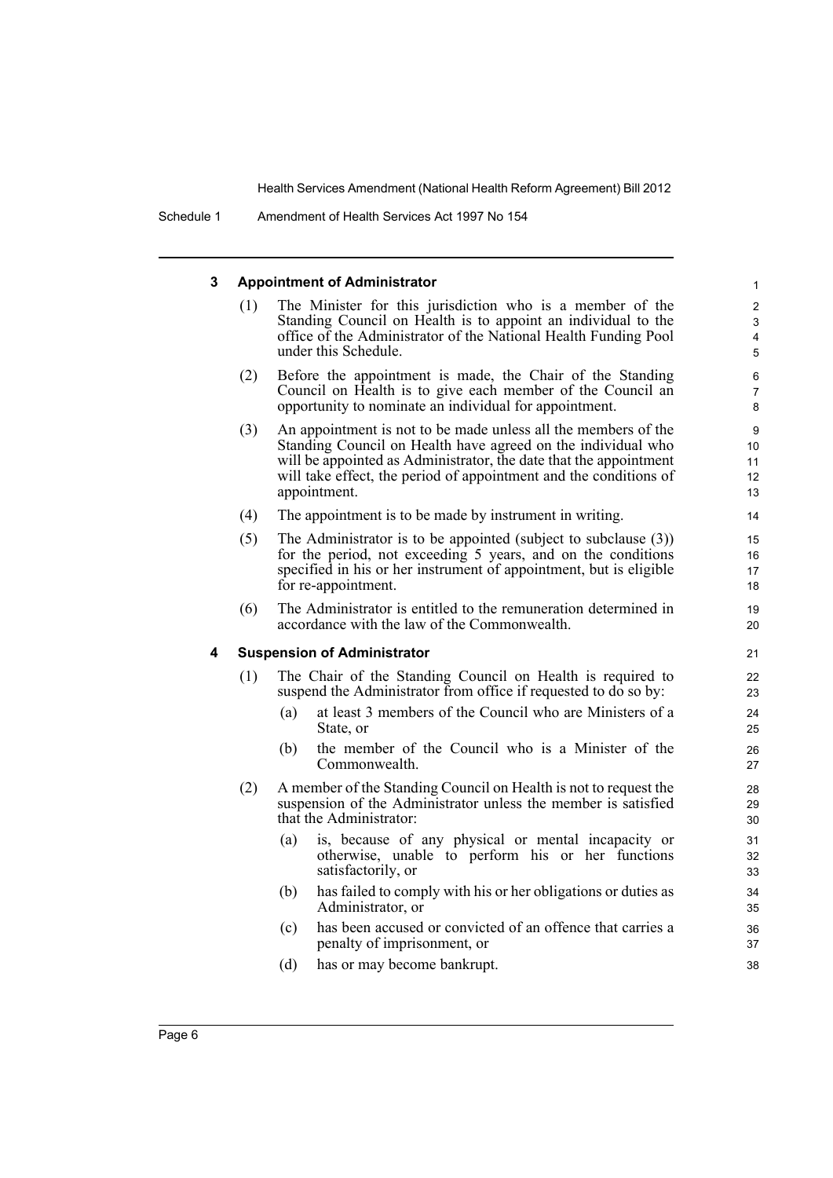### 3 Appointment of Administrator

(1) The Minister for this jurisdiction who is a member of the Standing Council on Health is to appoint an individual to the office of the Administrator of the National Health Funding Pool under this Schedule.

(2) Before the appointment is made, the Chair of the Standing Council on Health is to give each member of the Council an opportunity to nominate an individual for appointment.

(3) An appointment is not to be made unless all the members of the Standing Council on Health have agreed on the individual who will be appointed as Administrator, the date that the appointment will take effect, the period of appointment and the conditions of appointment.

(4) The appointment is to be made by instrument in writing.

(5) The Administrator is to be appointed (subject to subclause (3)) for the period, not exceeding 5 years, and on the conditions specified in his or her instrument of appointment, but is eligible for re-appointment.

(6) The Administrator is entitled to the remuneration determined in accordance with the law of the Commonwealth.

### 4 Suspension of Administrator

(1) The Chair of the Standing Council on Health is required to suspend the Administrator from office if requested to do so by:

- (a) at least 3 members of the Council who are Ministers of a State, or
- (b) the member of the Council who is a Minister of the Commonwealth.

(2) A member of the Standing Council on Health is not to request the suspension of the Administrator unless the member is satisfied that the Administrator:

- (a) is, because of any physical or mental incapacity or otherwise, unable to perform his or her functions satisfactorily, or
- (b) has failed to comply with his or her obligations or duties as Administrator, or
- (c) has been accused or convicted of an offence that carries a penalty of imprisonment, or
- (d) has or may become bankrupt.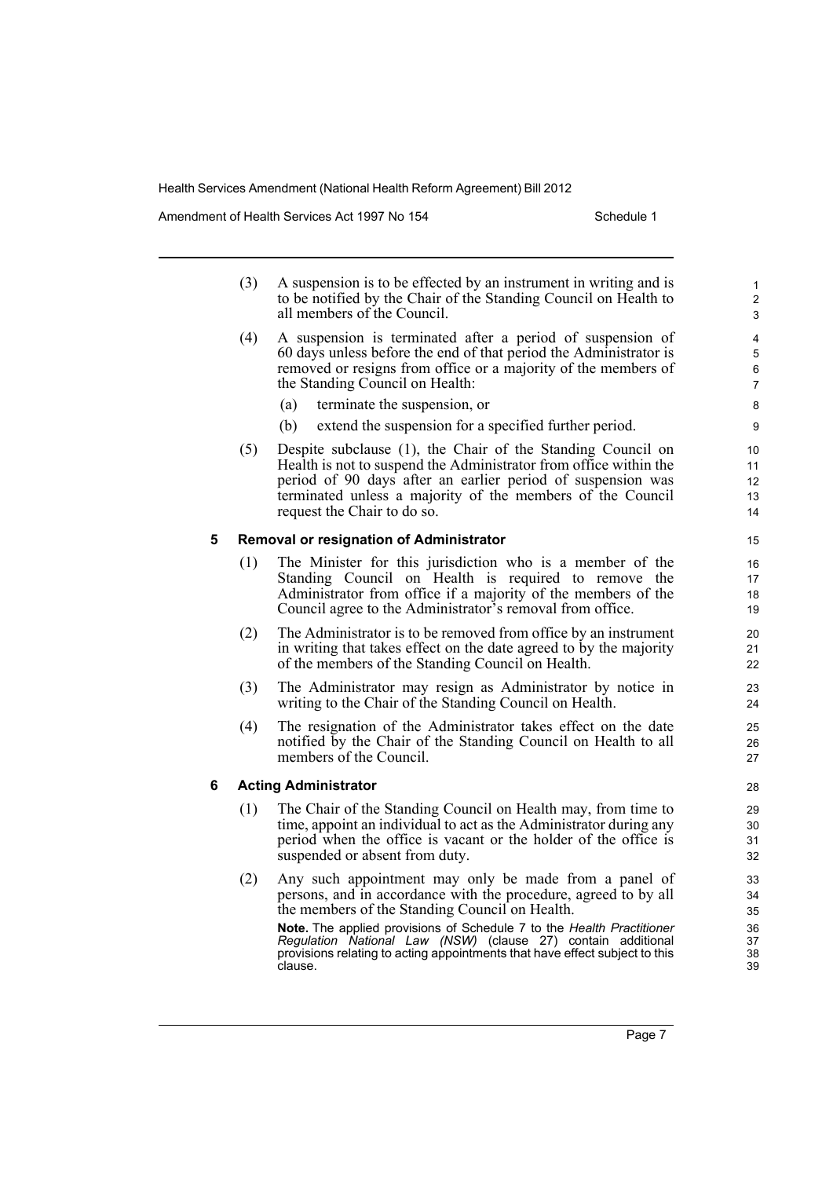(3) A suspension is to be effected by an instrument in writing and is to be notified by the Chair of the Standing Council on Health to all members of the Council.

(4) A suspension is terminated after a period of suspension of 60 days unless before the end of that period the Administrator is removed or resigns from office or a majority of the members of the Standing Council on Health:

- (a) terminate the suspension, or
- (b) extend the suspension for a specified further period.

(5) Despite subclause (1), the Chair of the Standing Council on Health is not to suspend the Administrator from office within the period of 90 days after an earlier period of suspension was terminated unless a majority of the members of the Council request the Chair to do so.

### 5 Removal or resignation of Administrator

(1) The Minister for this jurisdiction who is a member of the Standing Council on Health is required to remove the Administrator from office if a majority of the members of the Council agree to the Administrator's removal from office.

(2) The Administrator is to be removed from office by an instrument in writing that takes effect on the date agreed to by the majority of the members of the Standing Council on Health.

(3) The Administrator may resign as Administrator by notice in writing to the Chair of the Standing Council on Health.

(4) The resignation of the Administrator takes effect on the date notified by the Chair of the Standing Council on Health to all members of the Council.

### 6 Acting Administrator

(1) The Chair of the Standing Council on Health may, from time to time, appoint an individual to act as the Administrator during any period when the office is vacant or the holder of the office is suspended or absent from duty.

(2) Any such appointment may only be made from a panel of persons, and in accordance with the procedure, agreed to by all the members of the Standing Council on Health.

**Note.** The applied provisions of Schedule 7 to the *Health Practitioner Regulation National Law (NSW)* (clause 27) contain additional provisions relating to acting appointments that have effect subject to this clause.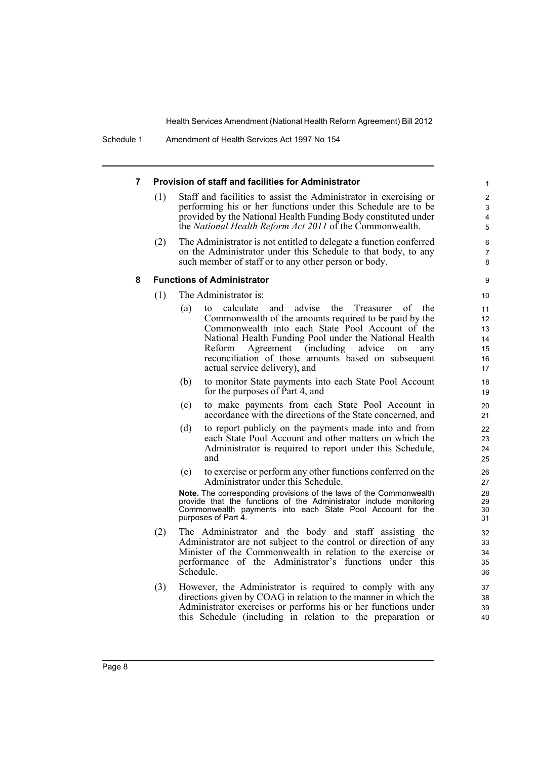### 7 Provision of staff and facilities for Administrator

(1) Staff and facilities to assist the Administrator in exercising or performing his or her functions under this Schedule are to be provided by the National Health Funding Body constituted under the *National Health Reform Act 2011* of the Commonwealth.

(2) The Administrator is not entitled to delegate a function conferred on the Administrator under this Schedule to that body, to any such member of staff or to any other person or body.

### 8 Functions of Administrator

(1) The Administrator is:

(a) to calculate and advise the Treasurer of the Commonwealth of the amounts required to be paid by the Commonwealth into each State Pool Account of the National Health Funding Pool under the National Health Reform Agreement (including advice on any reconciliation of those amounts based on subsequent actual service delivery), and

(b) to monitor State payments into each State Pool Account for the purposes of Part 4, and

(c) to make payments from each State Pool Account in accordance with the directions of the State concerned, and

(d) to report publicly on the payments made into and from each State Pool Account and other matters on which the Administrator is required to report under this Schedule, and

(e) to exercise or perform any other functions conferred on the Administrator under this Schedule.

**Note.** The corresponding provisions of the laws of the Commonwealth provide that the functions of the Administrator include monitoring Commonwealth payments into each State Pool Account for the purposes of Part 4.

(2) The Administrator and the body and staff assisting the Administrator are not subject to the control or direction of any Minister of the Commonwealth in relation to the exercise or performance of the Administrator's functions under this Schedule.

(3) However, the Administrator is required to comply with any directions given by COAG in relation to the manner in which the Administrator exercises or performs his or her functions under this Schedule (including in relation to the preparation or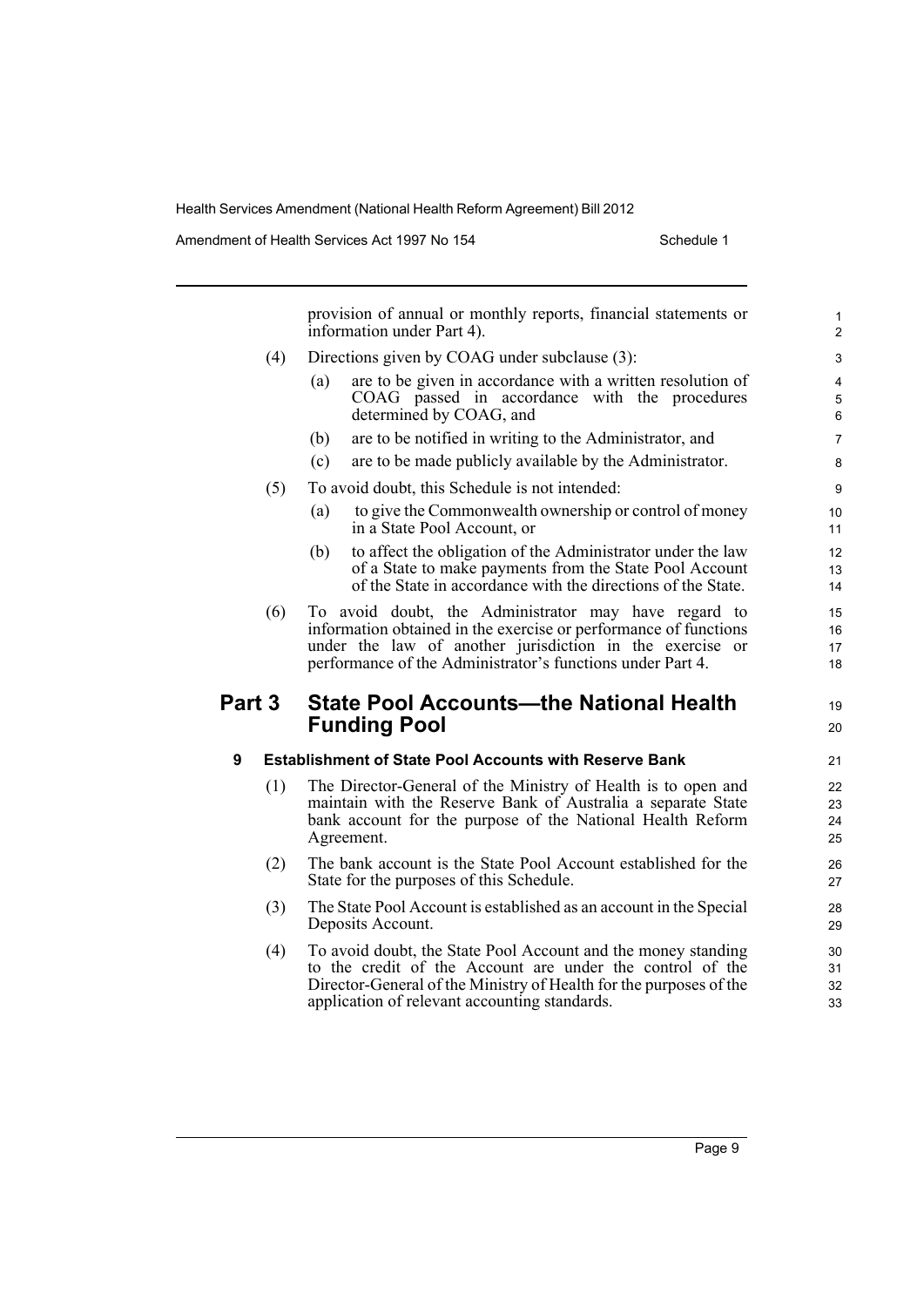provision of annual or monthly reports, financial statements or information under Part 4).

(4) Directions given by COAG under subclause (3):

(a) are to be given in accordance with a written resolution of COAG passed in accordance with the procedures determined by COAG, and

(b) are to be notified in writing to the Administrator, and

(c) are to be made publicly available by the Administrator.

(5) To avoid doubt, this Schedule is not intended:

(a) to give the Commonwealth ownership or control of money in a State Pool Account, or

(b) to affect the obligation of the Administrator under the law of a State to make payments from the State Pool Account of the State in accordance with the directions of the State.

(6) To avoid doubt, the Administrator may have regard to information obtained in the exercise or performance of functions under the law of another jurisdiction in the exercise or performance of the Administrator's functions under Part 4.

## Part 3 State Pool Accounts—the National Health Funding Pool

### 9 Establishment of State Pool Accounts with Reserve Bank

(1) The Director-General of the Ministry of Health is to open and maintain with the Reserve Bank of Australia a separate State bank account for the purpose of the National Health Reform Agreement.

(2) The bank account is the State Pool Account established for the State for the purposes of this Schedule.

(3) The State Pool Account is established as an account in the Special Deposits Account.

(4) To avoid doubt, the State Pool Account and the money standing to the credit of the Account are under the control of the Director-General of the Ministry of Health for the purposes of the application of relevant accounting standards.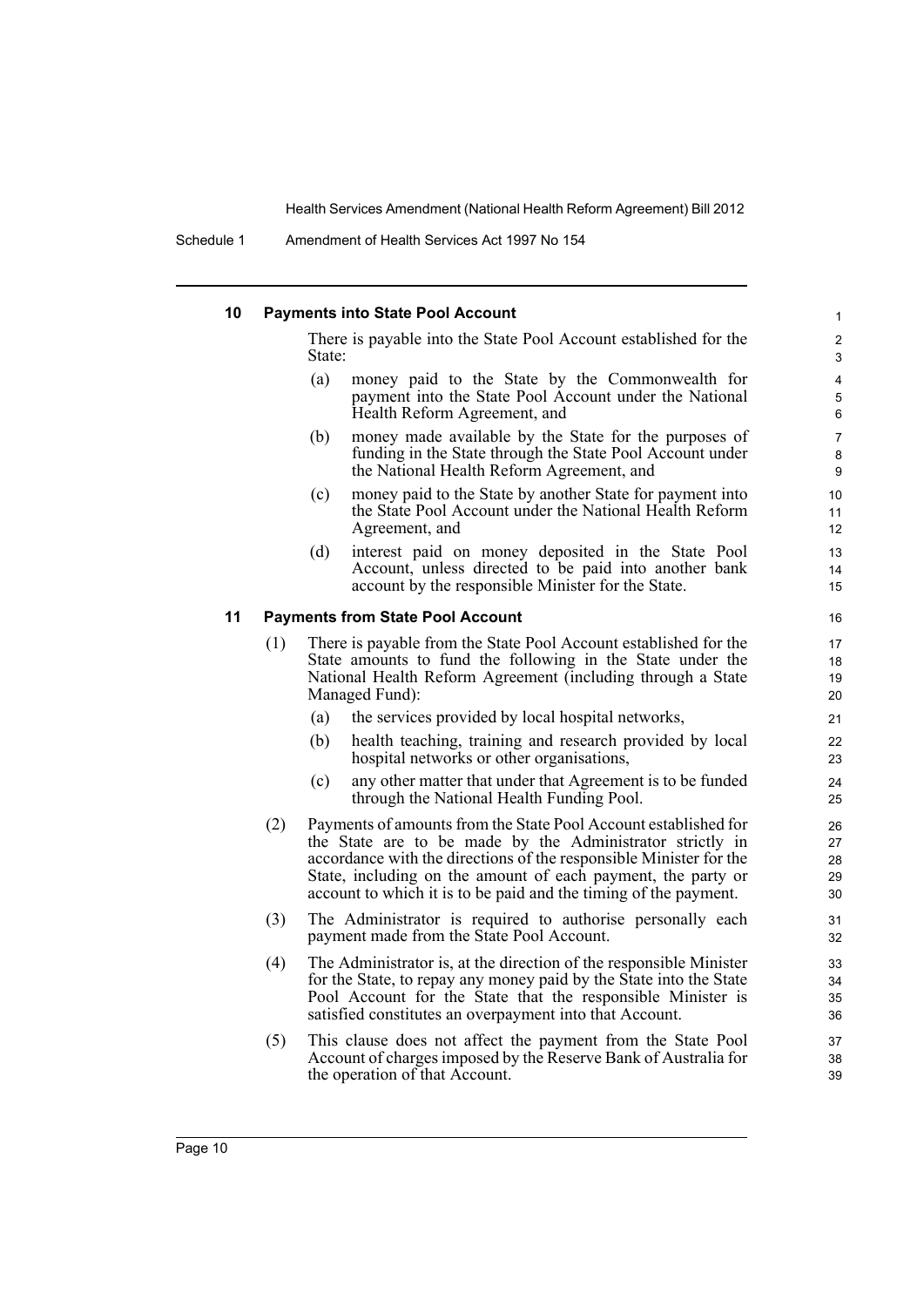#### 10 Payments into State Pool Account

There is payable into the State Pool Account established for the State:

(a) money paid to the State by the Commonwealth for payment into the State Pool Account under the National Health Reform Agreement, and

(b) money made available by the State for the purposes of funding in the State through the State Pool Account under the National Health Reform Agreement, and

(c) money paid to the State by another State for payment into the State Pool Account under the National Health Reform Agreement, and

(d) interest paid on money deposited in the State Pool Account, unless directed to be paid into another bank account by the responsible Minister for the State.

#### 11 Payments from State Pool Account

(1) There is payable from the State Pool Account established for the State amounts to fund the following in the State under the National Health Reform Agreement (including through a State Managed Fund):

(a) the services provided by local hospital networks,

(b) health teaching, training and research provided by local hospital networks or other organisations,

(c) any other matter that under that Agreement is to be funded through the National Health Funding Pool.

(2) Payments of amounts from the State Pool Account established for the State are to be made by the Administrator strictly in accordance with the directions of the responsible Minister for the State, including on the amount of each payment, the party or account to which it is to be paid and the timing of the payment.

(3) The Administrator is required to authorise personally each payment made from the State Pool Account.

(4) The Administrator is, at the direction of the responsible Minister for the State, to repay any money paid by the State into the State Pool Account for the State that the responsible Minister is satisfied constitutes an overpayment into that Account.

(5) This clause does not affect the payment from the State Pool Account of charges imposed by the Reserve Bank of Australia for the operation of that Account.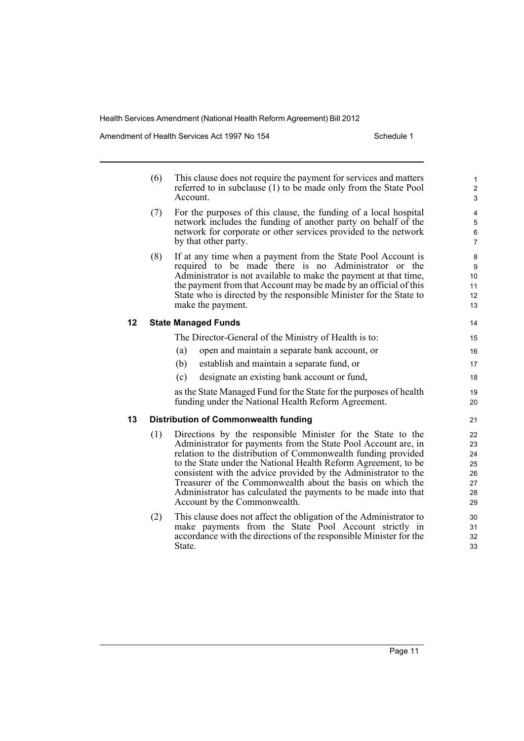(6) This clause does not require the payment for services and matters referred to in subclause (1) to be made only from the State Pool Account.

(7) For the purposes of this clause, the funding of a local hospital network includes the funding of another party on behalf of the network for corporate or other services provided to the network by that other party.

(8) If at any time when a payment from the State Pool Account is required to be made there is no Administrator or the Administrator is not available to make the payment at that time, the payment from that Account may be made by an official of this State who is directed by the responsible Minister for the State to make the payment.

### 12 State Managed Funds

The Director-General of the Ministry of Health is to:

(a) open and maintain a separate bank account, or

(b) establish and maintain a separate fund, or

(c) designate an existing bank account or fund,

as the State Managed Fund for the State for the purposes of health funding under the National Health Reform Agreement.

### 13 Distribution of Commonwealth funding

(1) Directions by the responsible Minister for the State to the Administrator for payments from the State Pool Account are, in relation to the distribution of Commonwealth funding provided to the State under the National Health Reform Agreement, to be consistent with the advice provided by the Administrator to the Treasurer of the Commonwealth about the basis on which the Administrator has calculated the payments to be made into that Account by the Commonwealth.

(2) This clause does not affect the obligation of the Administrator to make payments from the State Pool Account strictly in accordance with the directions of the responsible Minister for the State.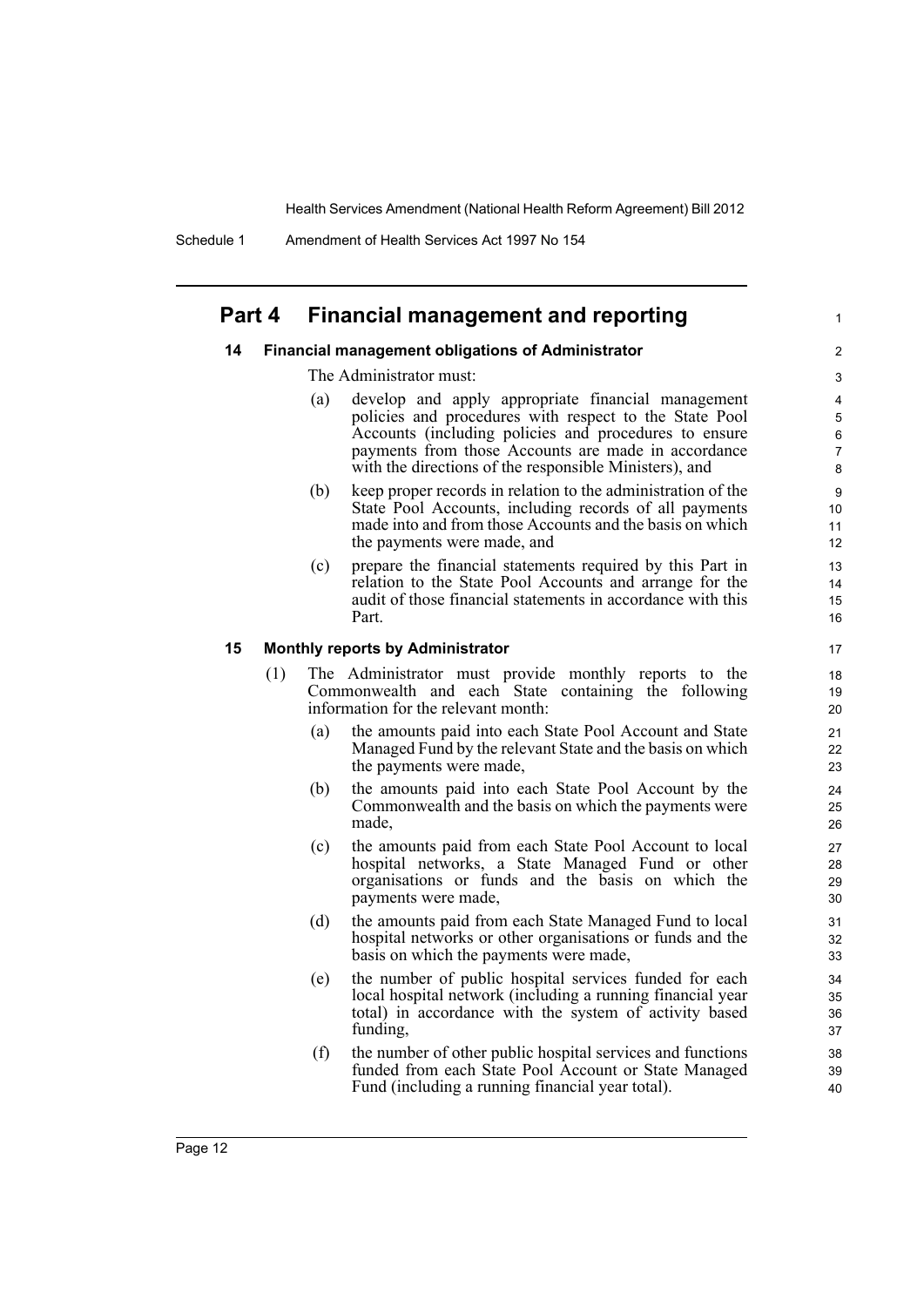## Part 4 Financial management and reporting

### 14 Financial management obligations of Administrator

The Administrator must:

(a) develop and apply appropriate financial management policies and procedures with respect to the State Pool Accounts (including policies and procedures to ensure payments from those Accounts are made in accordance with the directions of the responsible Ministers), and

(b) keep proper records in relation to the administration of the State Pool Accounts, including records of all payments made into and from those Accounts and the basis on which the payments were made, and

(c) prepare the financial statements required by this Part in relation to the State Pool Accounts and arrange for the audit of those financial statements in accordance with this Part.

### 15 Monthly reports by Administrator

(1) The Administrator must provide monthly reports to the Commonwealth and each State containing the following information for the relevant month:

(a) the amounts paid into each State Pool Account and State Managed Fund by the relevant State and the basis on which the payments were made,

(b) the amounts paid into each State Pool Account by the Commonwealth and the basis on which the payments were made,

(c) the amounts paid from each State Pool Account to local hospital networks, a State Managed Fund or other organisations or funds and the basis on which the payments were made,

(d) the amounts paid from each State Managed Fund to local hospital networks or other organisations or funds and the basis on which the payments were made,

(e) the number of public hospital services funded for each local hospital network (including a running financial year total) in accordance with the system of activity based funding,

(f) the number of other public hospital services and functions funded from each State Pool Account or State Managed Fund (including a running financial year total).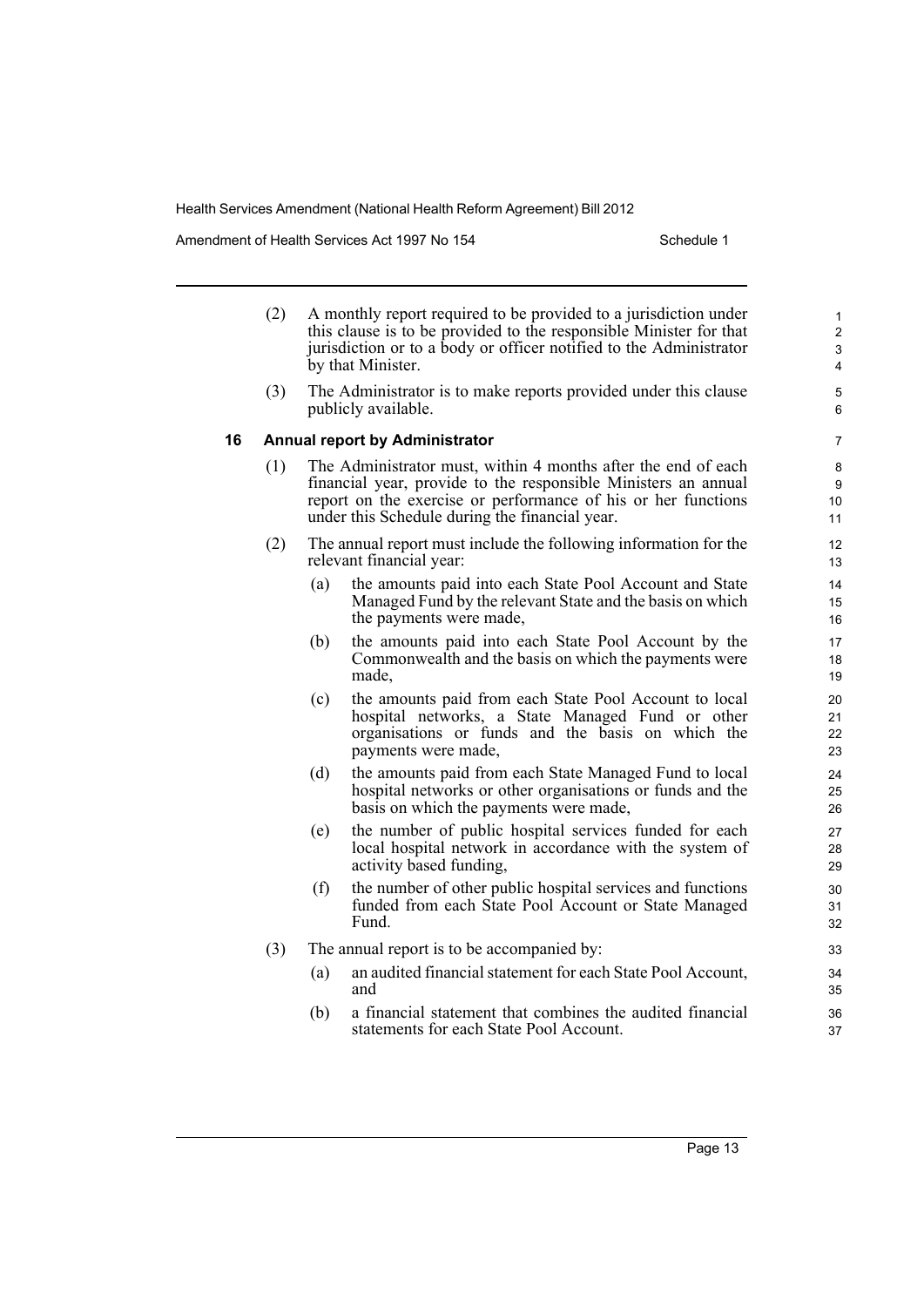(2) A monthly report required to be provided to a jurisdiction under this clause is to be provided to the responsible Minister for that jurisdiction or to a body or officer notified to the Administrator by that Minister.

(3) The Administrator is to make reports provided under this clause publicly available.

### 16 Annual report by Administrator

(1) The Administrator must, within 4 months after the end of each financial year, provide to the responsible Ministers an annual report on the exercise or performance of his or her functions under this Schedule during the financial year.

(2) The annual report must include the following information for the relevant financial year:

- (a) the amounts paid into each State Pool Account and State Managed Fund by the relevant State and the basis on which the payments were made,
- (b) the amounts paid into each State Pool Account by the Commonwealth and the basis on which the payments were made,
- (c) the amounts paid from each State Pool Account to local hospital networks, a State Managed Fund or other organisations or funds and the basis on which the payments were made,
- (d) the amounts paid from each State Managed Fund to local hospital networks or other organisations or funds and the basis on which the payments were made,
- (e) the number of public hospital services funded for each local hospital network in accordance with the system of activity based funding,
- (f) the number of other public hospital services and functions funded from each State Pool Account or State Managed Fund.

(3) The annual report is to be accompanied by:

- (a) an audited financial statement for each State Pool Account, and
- (b) a financial statement that combines the audited financial statements for each State Pool Account.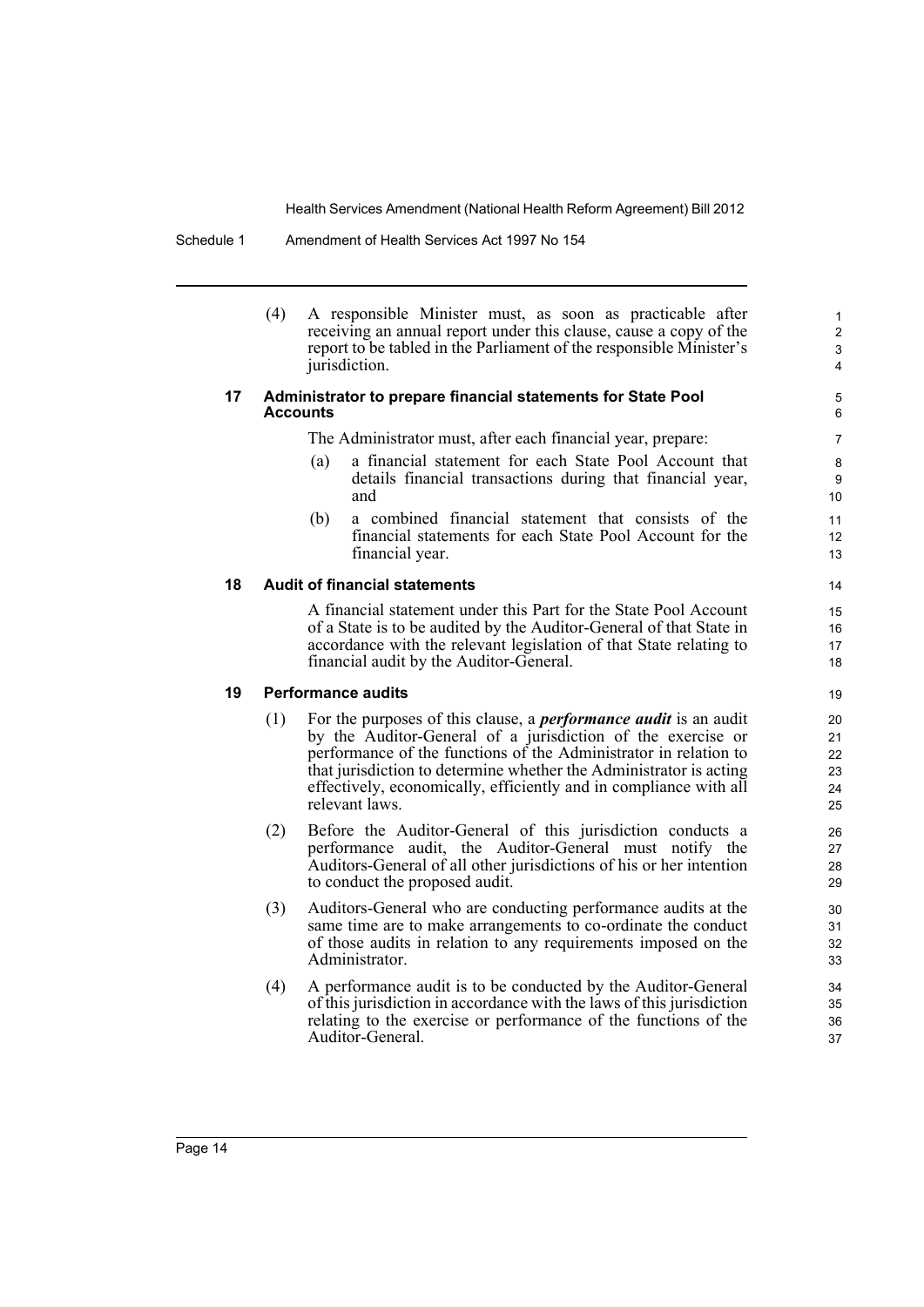(4) A responsible Minister must, as soon as practicable after receiving an annual report under this clause, cause a copy of the report to be tabled in the Parliament of the responsible Minister's jurisdiction.

### 17 Administrator to prepare financial statements for State Pool Accounts

The Administrator must, after each financial year, prepare:

(a) a financial statement for each State Pool Account that details financial transactions during that financial year, and

(b) a combined financial statement that consists of the financial statements for each State Pool Account for the financial year.

### 18 Audit of financial statements

A financial statement under this Part for the State Pool Account of a State is to be audited by the Auditor-General of that State in accordance with the relevant legislation of that State relating to financial audit by the Auditor-General.

### 19 Performance audits

(1) For the purposes of this clause, a ***performance audit*** is an audit by the Auditor-General of a jurisdiction of the exercise or performance of the functions of the Administrator in relation to that jurisdiction to determine whether the Administrator is acting effectively, economically, efficiently and in compliance with all relevant laws.

(2) Before the Auditor-General of this jurisdiction conducts a performance audit, the Auditor-General must notify the Auditors-General of all other jurisdictions of his or her intention to conduct the proposed audit.

(3) Auditors-General who are conducting performance audits at the same time are to make arrangements to co-ordinate the conduct of those audits in relation to any requirements imposed on the Administrator.

(4) A performance audit is to be conducted by the Auditor-General of this jurisdiction in accordance with the laws of this jurisdiction relating to the exercise or performance of the functions of the Auditor-General.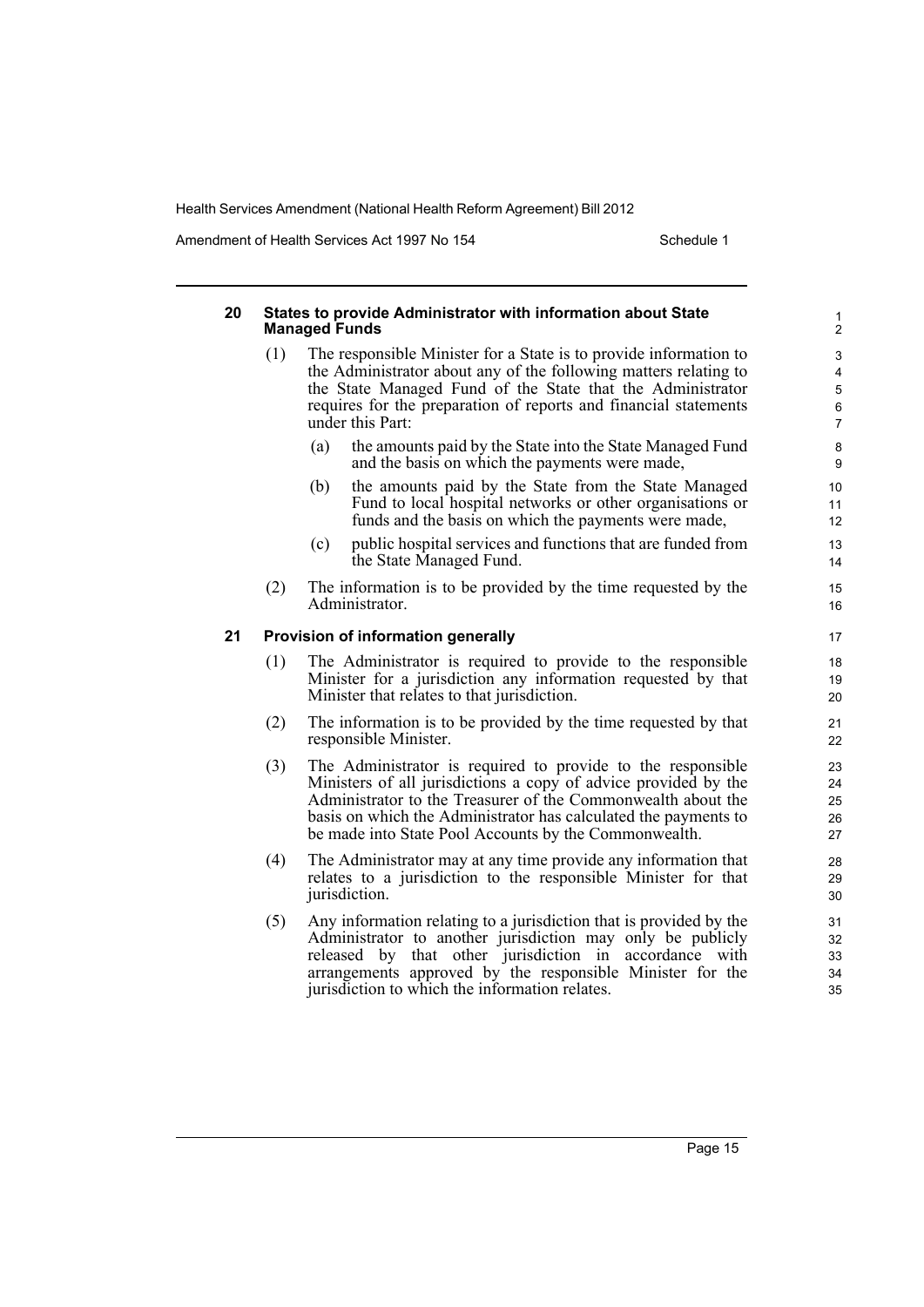### 20 States to provide Administrator with information about State Managed Funds

(1) The responsible Minister for a State is to provide information to the Administrator about any of the following matters relating to the State Managed Fund of the State that the Administrator requires for the preparation of reports and financial statements under this Part:

(a) the amounts paid by the State into the State Managed Fund and the basis on which the payments were made,

(b) the amounts paid by the State from the State Managed Fund to local hospital networks or other organisations or funds and the basis on which the payments were made,

(c) public hospital services and functions that are funded from the State Managed Fund.

(2) The information is to be provided by the time requested by the Administrator.

### 21 Provision of information generally

(1) The Administrator is required to provide to the responsible Minister for a jurisdiction any information requested by that Minister that relates to that jurisdiction.

(2) The information is to be provided by the time requested by that responsible Minister.

(3) The Administrator is required to provide to the responsible Ministers of all jurisdictions a copy of advice provided by the Administrator to the Treasurer of the Commonwealth about the basis on which the Administrator has calculated the payments to be made into State Pool Accounts by the Commonwealth.

(4) The Administrator may at any time provide any information that relates to a jurisdiction to the responsible Minister for that jurisdiction.

(5) Any information relating to a jurisdiction that is provided by the Administrator to another jurisdiction may only be publicly released by that other jurisdiction in accordance with arrangements approved by the responsible Minister for the jurisdiction to which the information relates.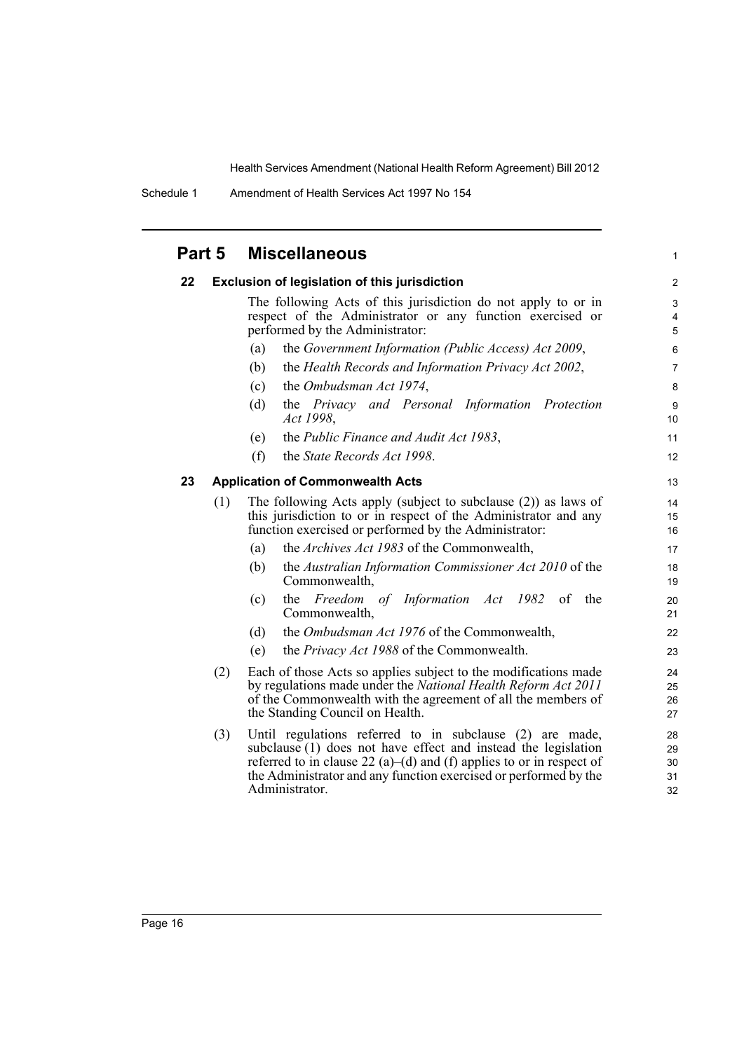## Part 5 Miscellaneous

### 22 Exclusion of legislation of this jurisdiction

The following Acts of this jurisdiction do not apply to or in respect of the Administrator or any function exercised or performed by the Administrator:

(a) the *Government Information (Public Access) Act 2009*,

(b) the *Health Records and Information Privacy Act 2002*,

(c) the *Ombudsman Act 1974*,

(d) the *Privacy and Personal Information Protection Act 1998*,

(e) the *Public Finance and Audit Act 1983*,

(f) the *State Records Act 1998*.

### 23 Application of Commonwealth Acts

(1) The following Acts apply (subject to subclause (2)) as laws of this jurisdiction to or in respect of the Administrator and any function exercised or performed by the Administrator:

(a) the *Archives Act 1983* of the Commonwealth,

(b) the *Australian Information Commissioner Act 2010* of the Commonwealth,

(c) the *Freedom of Information Act 1982* of the Commonwealth,

(d) the *Ombudsman Act 1976* of the Commonwealth,

(e) the *Privacy Act 1988* of the Commonwealth.

(2) Each of those Acts so applies subject to the modifications made by regulations made under the *National Health Reform Act 2011* of the Commonwealth with the agreement of all the members of the Standing Council on Health.

(3) Until regulations referred to in subclause (2) are made, subclause (1) does not have effect and instead the legislation referred to in clause 22 (a)–(d) and (f) applies to or in respect of the Administrator and any function exercised or performed by the Administrator.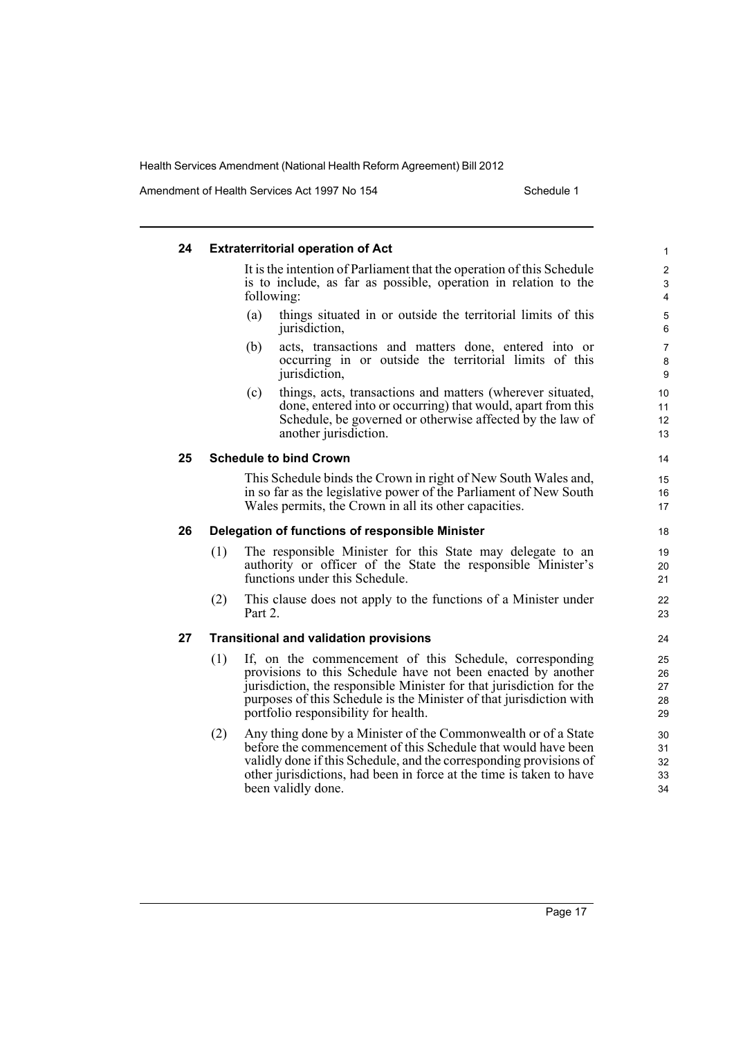### 24 Extraterritorial operation of Act

It is the intention of Parliament that the operation of this Schedule is to include, as far as possible, operation in relation to the following:

(a) things situated in or outside the territorial limits of this jurisdiction,

(b) acts, transactions and matters done, entered into or occurring in or outside the territorial limits of this jurisdiction,

(c) things, acts, transactions and matters (wherever situated, done, entered into or occurring) that would, apart from this Schedule, be governed or otherwise affected by the law of another jurisdiction.

### 25 Schedule to bind Crown

This Schedule binds the Crown in right of New South Wales and, in so far as the legislative power of the Parliament of New South Wales permits, the Crown in all its other capacities.

### 26 Delegation of functions of responsible Minister

(1) The responsible Minister for this State may delegate to an authority or officer of the State the responsible Minister's functions under this Schedule.

(2) This clause does not apply to the functions of a Minister under Part 2.

### 27 Transitional and validation provisions

(1) If, on the commencement of this Schedule, corresponding provisions to this Schedule have not been enacted by another jurisdiction, the responsible Minister for that jurisdiction for the purposes of this Schedule is the Minister of that jurisdiction with portfolio responsibility for health.

(2) Any thing done by a Minister of the Commonwealth or of a State before the commencement of this Schedule that would have been validly done if this Schedule, and the corresponding provisions of other jurisdictions, had been in force at the time is taken to have been validly done.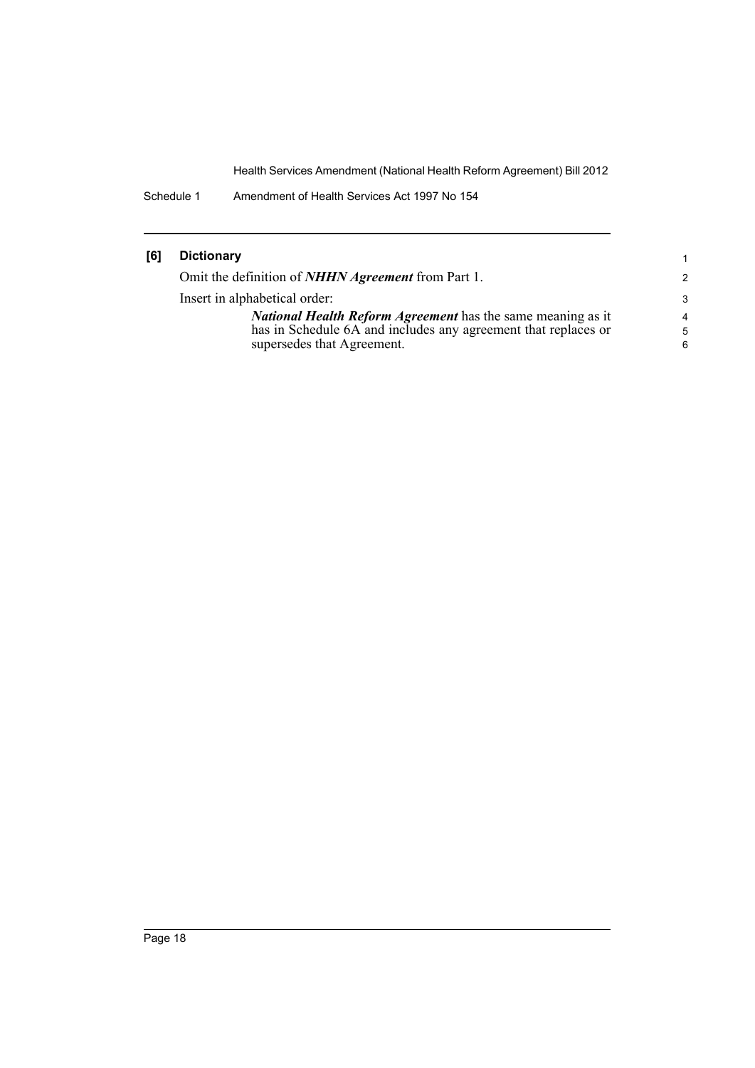### [6] Dictionary

Omit the definition of ***NHHN Agreement*** from Part 1.

Insert in alphabetical order:

> ***National Health Reform Agreement*** has the same meaning as it has in Schedule 6A and includes any agreement that replaces or supersedes that Agreement.